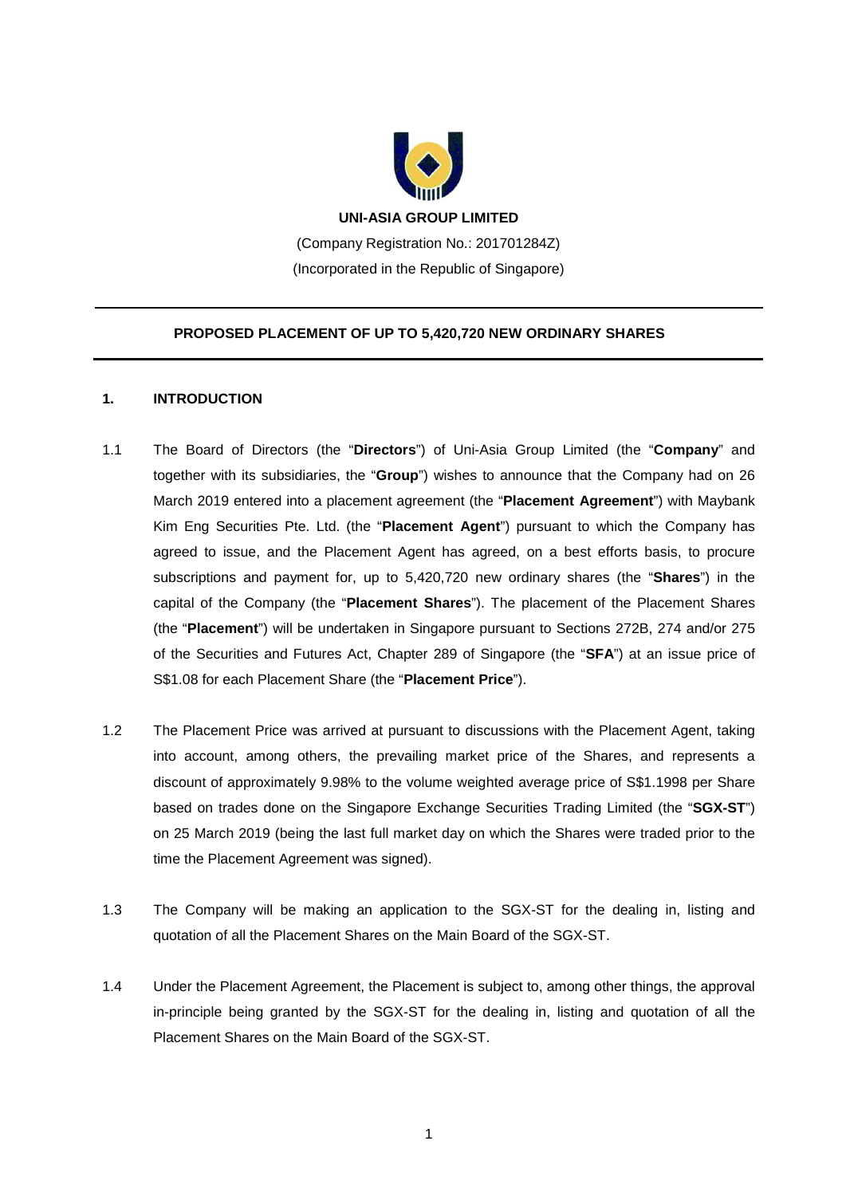**UNI-ASIA GROUP LIMITED**

(Company Registration No.: 201701284Z)
(Incorporated in the Republic of Singapore)

---

**PROPOSED PLACEMENT OF UP TO 5,420,720 NEW ORDINARY SHARES**

---

## 1. INTRODUCTION

1.1 The Board of Directors (the "**Directors**") of Uni-Asia Group Limited (the "**Company**" and together with its subsidiaries, the "**Group**") wishes to announce that the Company had on 26 March 2019 entered into a placement agreement (the "**Placement Agreement**") with Maybank Kim Eng Securities Pte. Ltd. (the "**Placement Agent**") pursuant to which the Company has agreed to issue, and the Placement Agent has agreed, on a best efforts basis, to procure subscriptions and payment for, up to 5,420,720 new ordinary shares (the "**Shares**") in the capital of the Company (the "**Placement Shares**"). The placement of the Placement Shares (the "**Placement**") will be undertaken in Singapore pursuant to Sections 272B, 274 and/or 275 of the Securities and Futures Act, Chapter 289 of Singapore (the "**SFA**") at an issue price of S$1.08 for each Placement Share (the "**Placement Price**").

1.2 The Placement Price was arrived at pursuant to discussions with the Placement Agent, taking into account, among others, the prevailing market price of the Shares, and represents a discount of approximately 9.98% to the volume weighted average price of S$1.1998 per Share based on trades done on the Singapore Exchange Securities Trading Limited (the "**SGX-ST**") on 25 March 2019 (being the last full market day on which the Shares were traded prior to the time the Placement Agreement was signed).

1.3 The Company will be making an application to the SGX-ST for the dealing in, listing and quotation of all the Placement Shares on the Main Board of the SGX-ST.

1.4 Under the Placement Agreement, the Placement is subject to, among other things, the approval in-principle being granted by the SGX-ST for the dealing in, listing and quotation of all the Placement Shares on the Main Board of the SGX-ST.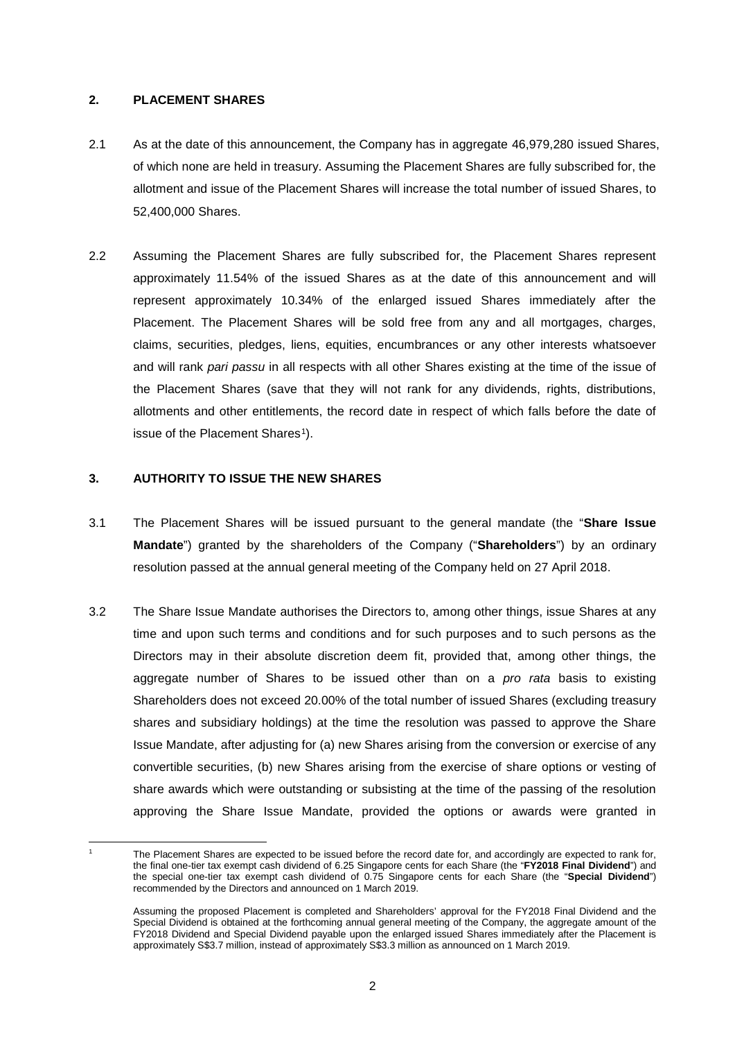## 2. PLACEMENT SHARES

2.1 As at the date of this announcement, the Company has in aggregate 46,979,280 issued Shares, of which none are held in treasury. Assuming the Placement Shares are fully subscribed for, the allotment and issue of the Placement Shares will increase the total number of issued Shares, to 52,400,000 Shares.

2.2 Assuming the Placement Shares are fully subscribed for, the Placement Shares represent approximately 11.54% of the issued Shares as at the date of this announcement and will represent approximately 10.34% of the enlarged issued Shares immediately after the Placement. The Placement Shares will be sold free from any and all mortgages, charges, claims, securities, pledges, liens, equities, encumbrances or any other interests whatsoever and will rank *pari passu* in all respects with all other Shares existing at the time of the issue of the Placement Shares (save that they will not rank for any dividends, rights, distributions, allotments and other entitlements, the record date in respect of which falls before the date of issue of the Placement Shares[1]).

## 3. AUTHORITY TO ISSUE THE NEW SHARES

3.1 The Placement Shares will be issued pursuant to the general mandate (the "**Share Issue Mandate**") granted by the shareholders of the Company ("**Shareholders**") by an ordinary resolution passed at the annual general meeting of the Company held on 27 April 2018.

3.2 The Share Issue Mandate authorises the Directors to, among other things, issue Shares at any time and upon such terms and conditions and for such purposes and to such persons as the Directors may in their absolute discretion deem fit, provided that, among other things, the aggregate number of Shares to be issued other than on a *pro rata* basis to existing Shareholders does not exceed 20.00% of the total number of issued Shares (excluding treasury shares and subsidiary holdings) at the time the resolution was passed to approve the Share Issue Mandate, after adjusting for (a) new Shares arising from the conversion or exercise of any convertible securities, (b) new Shares arising from the exercise of share options or vesting of share awards which were outstanding or subsisting at the time of the passing of the resolution approving the Share Issue Mandate, provided the options or awards were granted in

---

[1] The Placement Shares are expected to be issued before the record date for, and accordingly are expected to rank for, the final one-tier tax exempt cash dividend of 6.25 Singapore cents for each Share (the "**FY2018 Final Dividend**") and the special one-tier tax exempt cash dividend of 0.75 Singapore cents for each Share (the "**Special Dividend**") recommended by the Directors and announced on 1 March 2019.

Assuming the proposed Placement is completed and Shareholders' approval for the FY2018 Final Dividend and the Special Dividend is obtained at the forthcoming annual general meeting of the Company, the aggregate amount of the FY2018 Dividend and Special Dividend payable upon the enlarged issued Shares immediately after the Placement is approximately S$3.7 million, instead of approximately S$3.3 million as announced on 1 March 2019.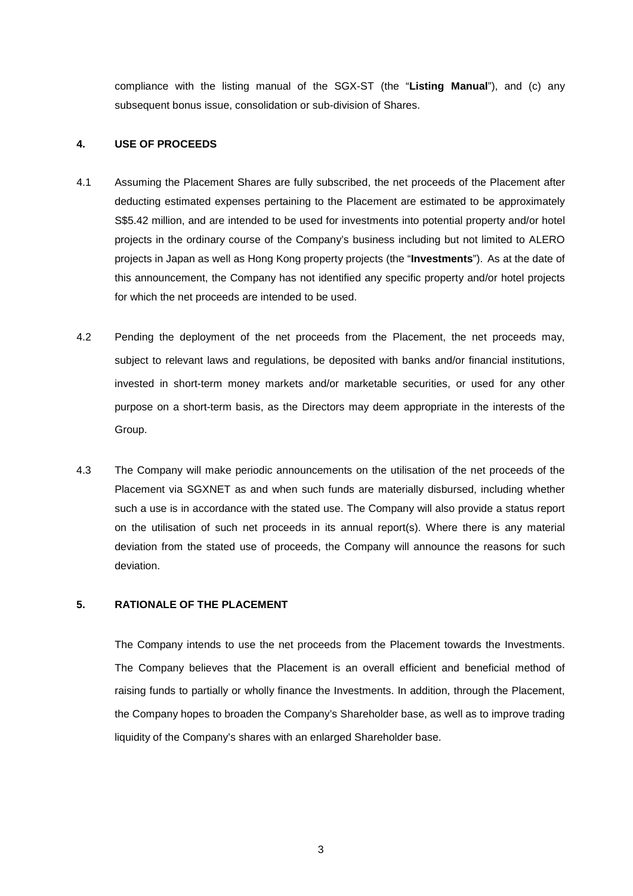compliance with the listing manual of the SGX-ST (the "**Listing Manual**"), and (c) any subsequent bonus issue, consolidation or sub-division of Shares.

## 4. USE OF PROCEEDS

4.1 Assuming the Placement Shares are fully subscribed, the net proceeds of the Placement after deducting estimated expenses pertaining to the Placement are estimated to be approximately S$5.42 million, and are intended to be used for investments into potential property and/or hotel projects in the ordinary course of the Company's business including but not limited to ALERO projects in Japan as well as Hong Kong property projects (the "**Investments**"). As at the date of this announcement, the Company has not identified any specific property and/or hotel projects for which the net proceeds are intended to be used.

4.2 Pending the deployment of the net proceeds from the Placement, the net proceeds may, subject to relevant laws and regulations, be deposited with banks and/or financial institutions, invested in short-term money markets and/or marketable securities, or used for any other purpose on a short-term basis, as the Directors may deem appropriate in the interests of the Group.

4.3 The Company will make periodic announcements on the utilisation of the net proceeds of the Placement via SGXNET as and when such funds are materially disbursed, including whether such a use is in accordance with the stated use. The Company will also provide a status report on the utilisation of such net proceeds in its annual report(s). Where there is any material deviation from the stated use of proceeds, the Company will announce the reasons for such deviation.

## 5. RATIONALE OF THE PLACEMENT

The Company intends to use the net proceeds from the Placement towards the Investments. The Company believes that the Placement is an overall efficient and beneficial method of raising funds to partially or wholly finance the Investments. In addition, through the Placement, the Company hopes to broaden the Company's Shareholder base, as well as to improve trading liquidity of the Company's shares with an enlarged Shareholder base.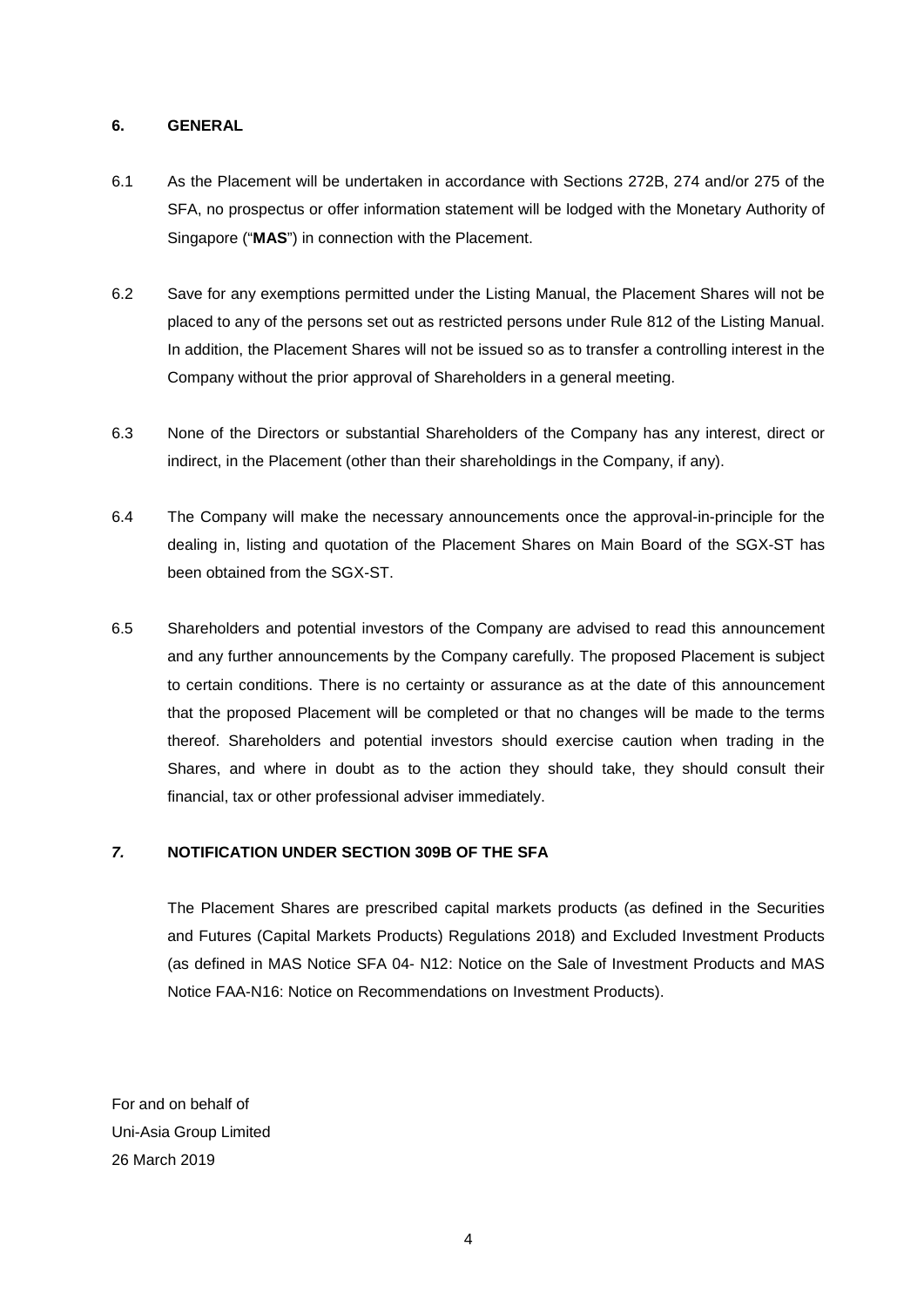## 6. GENERAL

6.1 As the Placement will be undertaken in accordance with Sections 272B, 274 and/or 275 of the SFA, no prospectus or offer information statement will be lodged with the Monetary Authority of Singapore ("**MAS**") in connection with the Placement.

6.2 Save for any exemptions permitted under the Listing Manual, the Placement Shares will not be placed to any of the persons set out as restricted persons under Rule 812 of the Listing Manual. In addition, the Placement Shares will not be issued so as to transfer a controlling interest in the Company without the prior approval of Shareholders in a general meeting.

6.3 None of the Directors or substantial Shareholders of the Company has any interest, direct or indirect, in the Placement (other than their shareholdings in the Company, if any).

6.4 The Company will make the necessary announcements once the approval-in-principle for the dealing in, listing and quotation of the Placement Shares on Main Board of the SGX-ST has been obtained from the SGX-ST.

6.5 Shareholders and potential investors of the Company are advised to read this announcement and any further announcements by the Company carefully. The proposed Placement is subject to certain conditions. There is no certainty or assurance as at the date of this announcement that the proposed Placement will be completed or that no changes will be made to the terms thereof. Shareholders and potential investors should exercise caution when trading in the Shares, and where in doubt as to the action they should take, they should consult their financial, tax or other professional adviser immediately.

## *7.* NOTIFICATION UNDER SECTION 309B OF THE SFA

The Placement Shares are prescribed capital markets products (as defined in the Securities and Futures (Capital Markets Products) Regulations 2018) and Excluded Investment Products (as defined in MAS Notice SFA 04- N12: Notice on the Sale of Investment Products and MAS Notice FAA-N16: Notice on Recommendations on Investment Products).

For and on behalf of
Uni-Asia Group Limited
26 March 2019